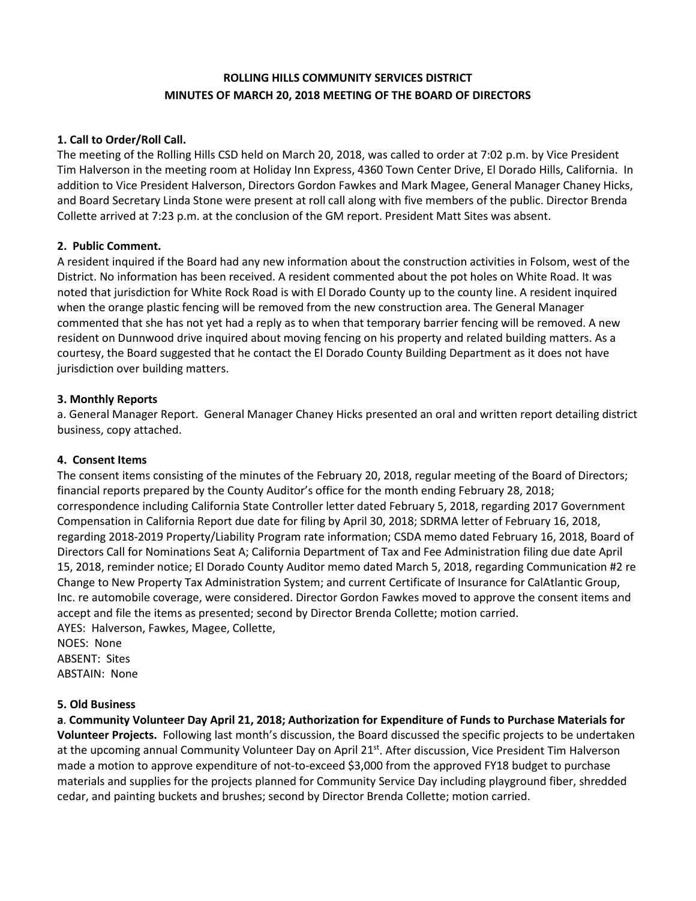# ROLLING HILLS COMMUNITY SERVICES DISTRICT
# MINUTES OF MARCH 20, 2018 MEETING OF THE BOARD OF DIRECTORS

### 1. Call to Order/Roll Call.

The meeting of the Rolling Hills CSD held on March 20, 2018, was called to order at 7:02 p.m. by Vice President Tim Halverson in the meeting room at Holiday Inn Express, 4360 Town Center Drive, El Dorado Hills, California. In addition to Vice President Halverson, Directors Gordon Fawkes and Mark Magee, General Manager Chaney Hicks, and Board Secretary Linda Stone were present at roll call along with five members of the public. Director Brenda Collette arrived at 7:23 p.m. at the conclusion of the GM report. President Matt Sites was absent.

### 2. Public Comment.

A resident inquired if the Board had any new information about the construction activities in Folsom, west of the District. No information has been received. A resident commented about the pot holes on White Road. It was noted that jurisdiction for White Rock Road is with El Dorado County up to the county line. A resident inquired when the orange plastic fencing will be removed from the new construction area. The General Manager commented that she has not yet had a reply as to when that temporary barrier fencing will be removed. A new resident on Dunnwood drive inquired about moving fencing on his property and related building matters. As a courtesy, the Board suggested that he contact the El Dorado County Building Department as it does not have jurisdiction over building matters.

### 3. Monthly Reports

a. General Manager Report. General Manager Chaney Hicks presented an oral and written report detailing district business, copy attached.

### 4. Consent Items

The consent items consisting of the minutes of the February 20, 2018, regular meeting of the Board of Directors; financial reports prepared by the County Auditor's office for the month ending February 28, 2018; correspondence including California State Controller letter dated February 5, 2018, regarding 2017 Government Compensation in California Report due date for filing by April 30, 2018; SDRMA letter of February 16, 2018, regarding 2018-2019 Property/Liability Program rate information; CSDA memo dated February 16, 2018, Board of Directors Call for Nominations Seat A; California Department of Tax and Fee Administration filing due date April 15, 2018, reminder notice; El Dorado County Auditor memo dated March 5, 2018, regarding Communication #2 re Change to New Property Tax Administration System; and current Certificate of Insurance for CalAtlantic Group, Inc. re automobile coverage, were considered. Director Gordon Fawkes moved to approve the consent items and accept and file the items as presented; second by Director Brenda Collette; motion carried.

AYES: Halverson, Fawkes, Magee, Collette,
NOES: None
ABSENT: Sites
ABSTAIN: None

### 5. Old Business

a. **Community Volunteer Day April 21, 2018; Authorization for Expenditure of Funds to Purchase Materials for Volunteer Projects.** Following last month's discussion, the Board discussed the specific projects to be undertaken at the upcoming annual Community Volunteer Day on April 21st. After discussion, Vice President Tim Halverson made a motion to approve expenditure of not-to-exceed $3,000 from the approved FY18 budget to purchase materials and supplies for the projects planned for Community Service Day including playground fiber, shredded cedar, and painting buckets and brushes; second by Director Brenda Collette; motion carried.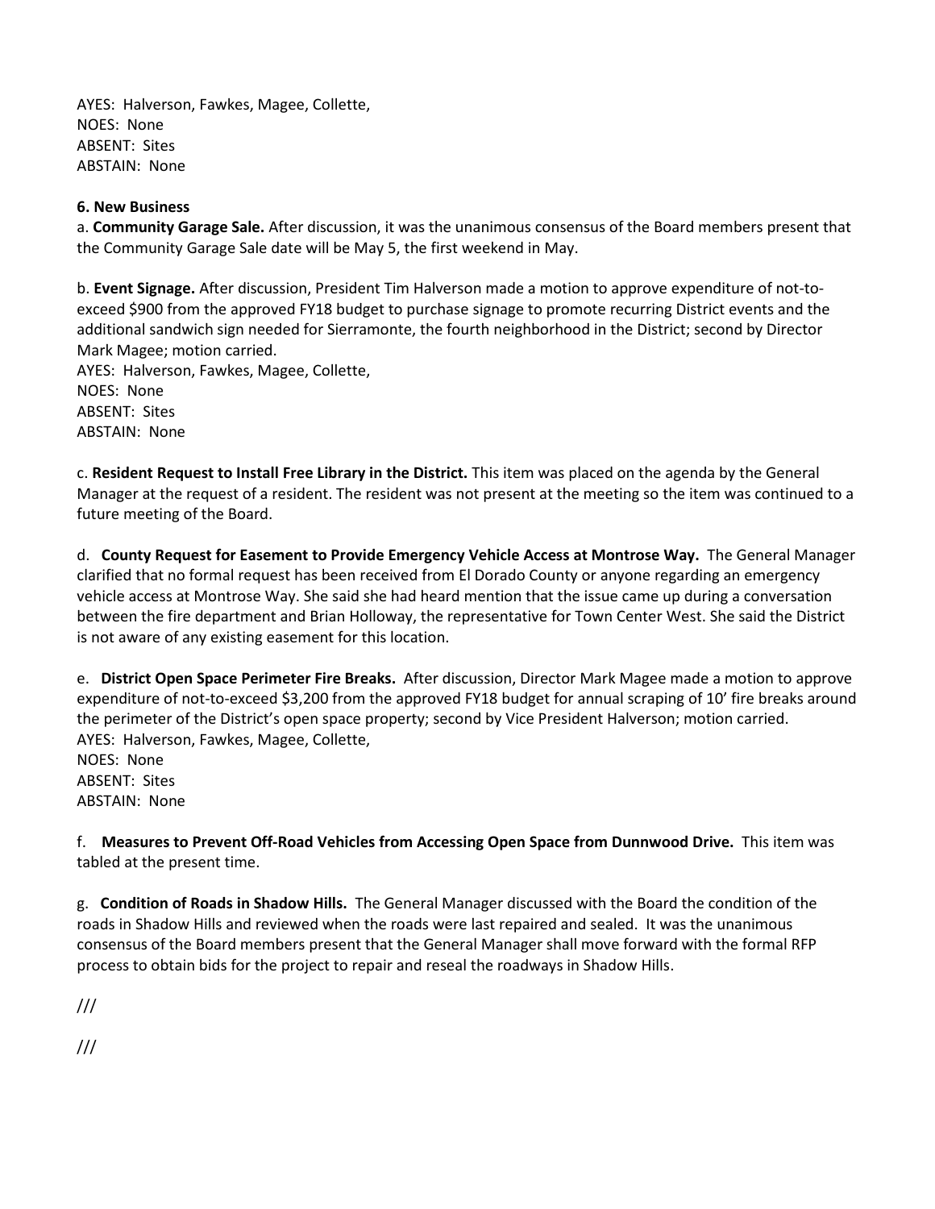AYES: Halverson, Fawkes, Magee, Collette,
NOES: None
ABSENT: Sites
ABSTAIN: None

**6. New Business**

a. **Community Garage Sale.** After discussion, it was the unanimous consensus of the Board members present that the Community Garage Sale date will be May 5, the first weekend in May.

b. **Event Signage.** After discussion, President Tim Halverson made a motion to approve expenditure of not-to-exceed $900 from the approved FY18 budget to purchase signage to promote recurring District events and the additional sandwich sign needed for Sierramonte, the fourth neighborhood in the District; second by Director Mark Magee; motion carried.
AYES: Halverson, Fawkes, Magee, Collette,
NOES: None
ABSENT: Sites
ABSTAIN: None

c. **Resident Request to Install Free Library in the District.** This item was placed on the agenda by the General Manager at the request of a resident. The resident was not present at the meeting so the item was continued to a future meeting of the Board.

d. **County Request for Easement to Provide Emergency Vehicle Access at Montrose Way.** The General Manager clarified that no formal request has been received from El Dorado County or anyone regarding an emergency vehicle access at Montrose Way. She said she had heard mention that the issue came up during a conversation between the fire department and Brian Holloway, the representative for Town Center West. She said the District is not aware of any existing easement for this location.

e. **District Open Space Perimeter Fire Breaks.** After discussion, Director Mark Magee made a motion to approve expenditure of not-to-exceed $3,200 from the approved FY18 budget for annual scraping of 10' fire breaks around the perimeter of the District's open space property; second by Vice President Halverson; motion carried.
AYES: Halverson, Fawkes, Magee, Collette,
NOES: None
ABSENT: Sites
ABSTAIN: None

f. **Measures to Prevent Off-Road Vehicles from Accessing Open Space from Dunnwood Drive.** This item was tabled at the present time.

g. **Condition of Roads in Shadow Hills.** The General Manager discussed with the Board the condition of the roads in Shadow Hills and reviewed when the roads were last repaired and sealed. It was the unanimous consensus of the Board members present that the General Manager shall move forward with the formal RFP process to obtain bids for the project to repair and reseal the roadways in Shadow Hills.

///

///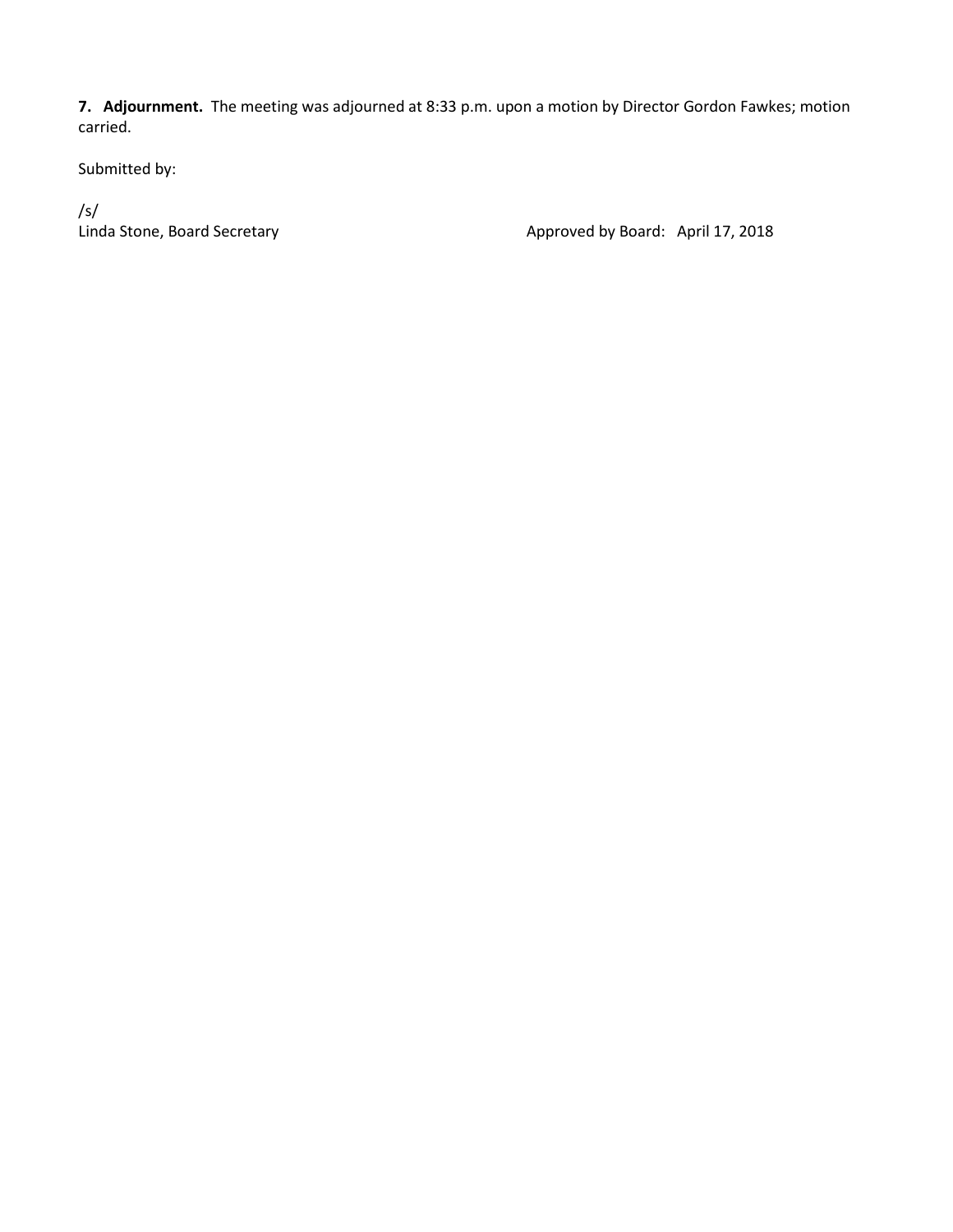**7. Adjournment.** The meeting was adjourned at 8:33 p.m. upon a motion by Director Gordon Fawkes; motion carried.

Submitted by:

/s/
Linda Stone, Board Secretary

Approved by Board: April 17, 2018